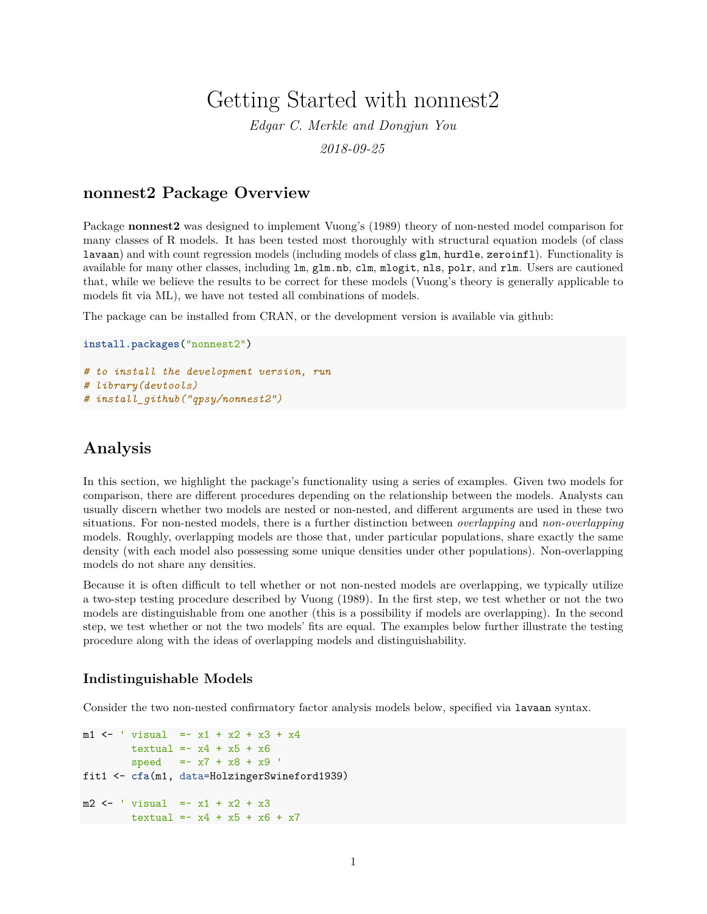# Getting Started with nonnest2

*Edgar C. Merkle and Dongjun You*

*2018-09-25*

## nonnest2 Package Overview

Package **nonnest2** was designed to implement Vuong's (1989) theory of non-nested model comparison for many classes of R models. It has been tested most thoroughly with structural equation models (of class `lavaan`) and with count regression models (including models of class `glm`, `hurdle`, `zeroinfl`). Functionality is available for many other classes, including `lm`, `glm.nb`, `clm`, `mlogit`, `nls`, `polr`, and `rlm`. Users are cautioned that, while we believe the results to be correct for these models (Vuong's theory is generally applicable to models fit via ML), we have not tested all combinations of models.

The package can be installed from CRAN, or the development version is available via github:

```
install.packages("nonnest2")

# to install the development version, run
# library(devtools)
# install_github("qpsy/nonnest2")
```

## Analysis

In this section, we highlight the package's functionality using a series of examples. Given two models for comparison, there are different procedures depending on the relationship between the models. Analysts can usually discern whether two models are nested or non-nested, and different arguments are used in these two situations. For non-nested models, there is a further distinction between *overlapping* and *non-overlapping* models. Roughly, overlapping models are those that, under particular populations, share exactly the same density (with each model also possessing some unique densities under other populations). Non-overlapping models do not share any densities.

Because it is often difficult to tell whether or not non-nested models are overlapping, we typically utilize a two-step testing procedure described by Vuong (1989). In the first step, we test whether or not the two models are distinguishable from one another (this is a possibility if models are overlapping). In the second step, we test whether or not the two models' fits are equal. The examples below further illustrate the testing procedure along with the ideas of overlapping models and distinguishability.

### Indistinguishable Models

Consider the two non-nested confirmatory factor analysis models below, specified via `lavaan` syntax.

```
m1 <- ' visual  =~ x1 + x2 + x3 + x4
        textual =~ x4 + x5 + x6
        speed   =~ x7 + x8 + x9 '
fit1 <- cfa(m1, data=HolzingerSwineford1939)

m2 <- ' visual  =~ x1 + x2 + x3
        textual =~ x4 + x5 + x6 + x7
```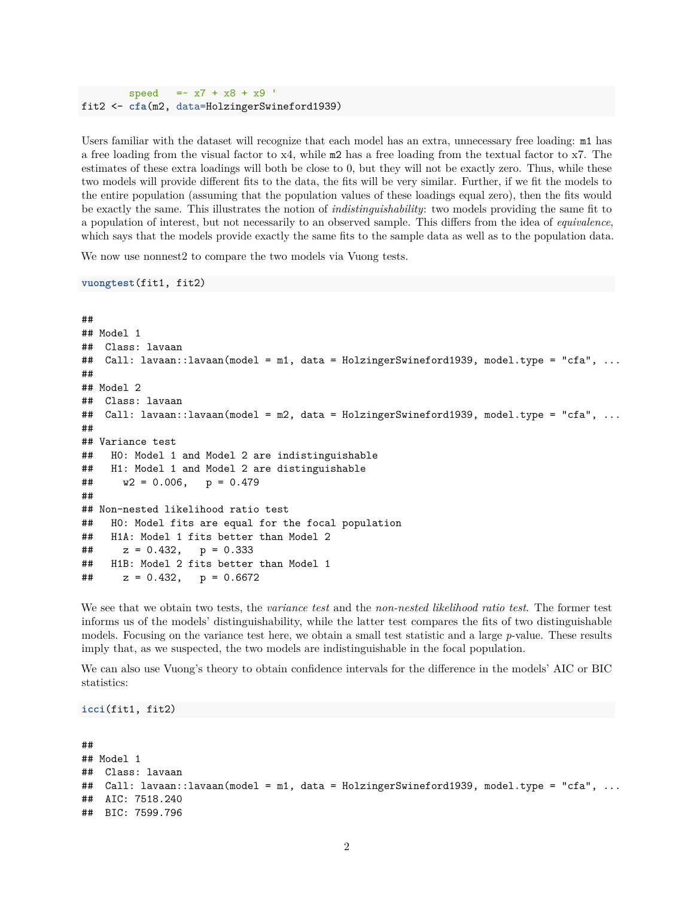```
        speed   =~ x7 + x8 + x9 '
fit2 <- cfa(m2, data=HolzingerSwineford1939)
```

Users familiar with the dataset will recognize that each model has an extra, unnecessary free loading: `m1` has a free loading from the visual factor to x4, while `m2` has a free loading from the textual factor to x7. The estimates of these extra loadings will both be close to 0, but they will not be exactly zero. Thus, while these two models will provide different fits to the data, the fits will be very similar. Further, if we fit the models to the entire population (assuming that the population values of these loadings equal zero), then the fits would be exactly the same. This illustrates the notion of *indistinguishability*: two models providing the same fit to a population of interest, but not necessarily to an observed sample. This differs from the idea of *equivalence*, which says that the models provide exactly the same fits to the sample data as well as to the population data.

We now use nonnest2 to compare the two models via Vuong tests.

```
vuongtest(fit1, fit2)
```

```
##
## Model 1
##  Class: lavaan
##  Call: lavaan::lavaan(model = m1, data = HolzingerSwineford1939, model.type = "cfa", ...
##
## Model 2
##  Class: lavaan
##  Call: lavaan::lavaan(model = m2, data = HolzingerSwineford1939, model.type = "cfa", ...
##
## Variance test
##   H0: Model 1 and Model 2 are indistinguishable
##   H1: Model 1 and Model 2 are distinguishable
##     w2 = 0.006,   p = 0.479
##
## Non-nested likelihood ratio test
##   H0: Model fits are equal for the focal population
##   H1A: Model 1 fits better than Model 2
##     z = 0.432,   p = 0.333
##   H1B: Model 2 fits better than Model 1
##     z = 0.432,   p = 0.6672
```

We see that we obtain two tests, the *variance test* and the *non-nested likelihood ratio test*. The former test informs us of the models' distinguishability, while the latter test compares the fits of two distinguishable models. Focusing on the variance test here, we obtain a small test statistic and a large *p*-value. These results imply that, as we suspected, the two models are indistinguishable in the focal population.

We can also use Vuong's theory to obtain confidence intervals for the difference in the models' AIC or BIC statistics:

```
icci(fit1, fit2)
```

```
##
## Model 1
##  Class: lavaan
##  Call: lavaan::lavaan(model = m1, data = HolzingerSwineford1939, model.type = "cfa", ...
##  AIC: 7518.240
##  BIC: 7599.796
```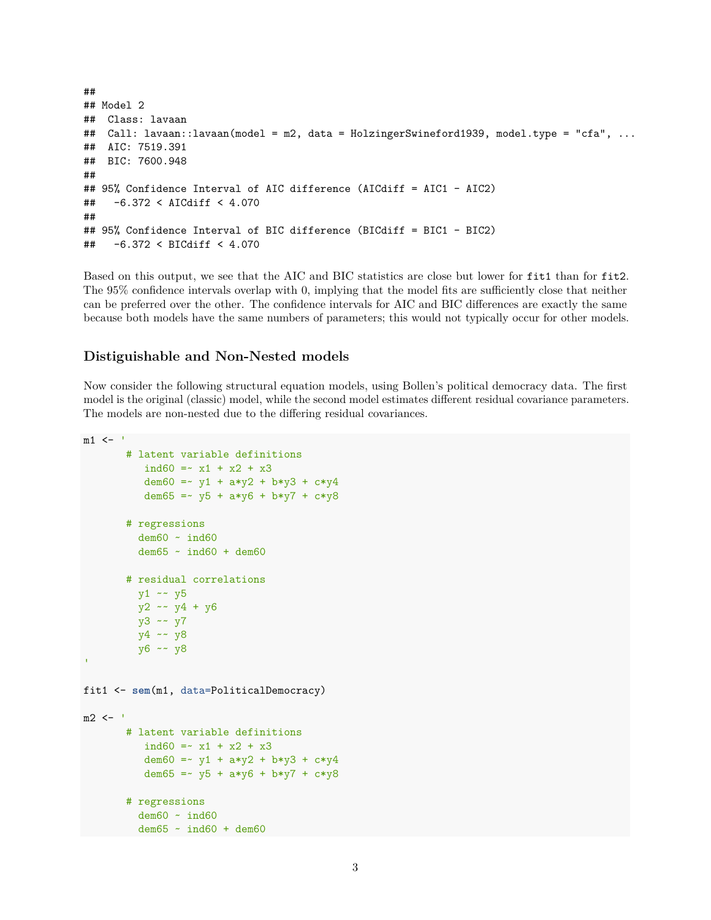```
##
## Model 2
##  Class: lavaan
##  Call: lavaan::lavaan(model = m2, data = HolzingerSwineford1939, model.type = "cfa", ...
##  AIC: 7519.391
##  BIC: 7600.948
##
## 95% Confidence Interval of AIC difference (AICdiff = AIC1 - AIC2)
##   -6.372 < AICdiff < 4.070
##
## 95% Confidence Interval of BIC difference (BICdiff = BIC1 - BIC2)
##   -6.372 < BICdiff < 4.070
```

Based on this output, we see that the AIC and BIC statistics are close but lower for `fit1` than for `fit2`. The 95% confidence intervals overlap with 0, implying that the model fits are sufficiently close that neither can be preferred over the other. The confidence intervals for AIC and BIC differences are exactly the same because both models have the same numbers of parameters; this would not typically occur for other models.

### Distiguishable and Non-Nested models

Now consider the following structural equation models, using Bollen's political democracy data. The first model is the original (classic) model, while the second model estimates different residual covariance parameters. The models are non-nested due to the differing residual covariances.

```
m1 <- '
       # latent variable definitions
          ind60 =~ x1 + x2 + x3
          dem60 =~ y1 + a*y2 + b*y3 + c*y4
          dem65 =~ y5 + a*y6 + b*y7 + c*y8

       # regressions
         dem60 ~ ind60
         dem65 ~ ind60 + dem60

       # residual correlations
         y1 ~~ y5
         y2 ~~ y4 + y6
         y3 ~~ y7
         y4 ~~ y8
         y6 ~~ y8
'

fit1 <- sem(m1, data=PoliticalDemocracy)

m2 <- '
       # latent variable definitions
          ind60 =~ x1 + x2 + x3
          dem60 =~ y1 + a*y2 + b*y3 + c*y4
          dem65 =~ y5 + a*y6 + b*y7 + c*y8

       # regressions
         dem60 ~ ind60
         dem65 ~ ind60 + dem60
```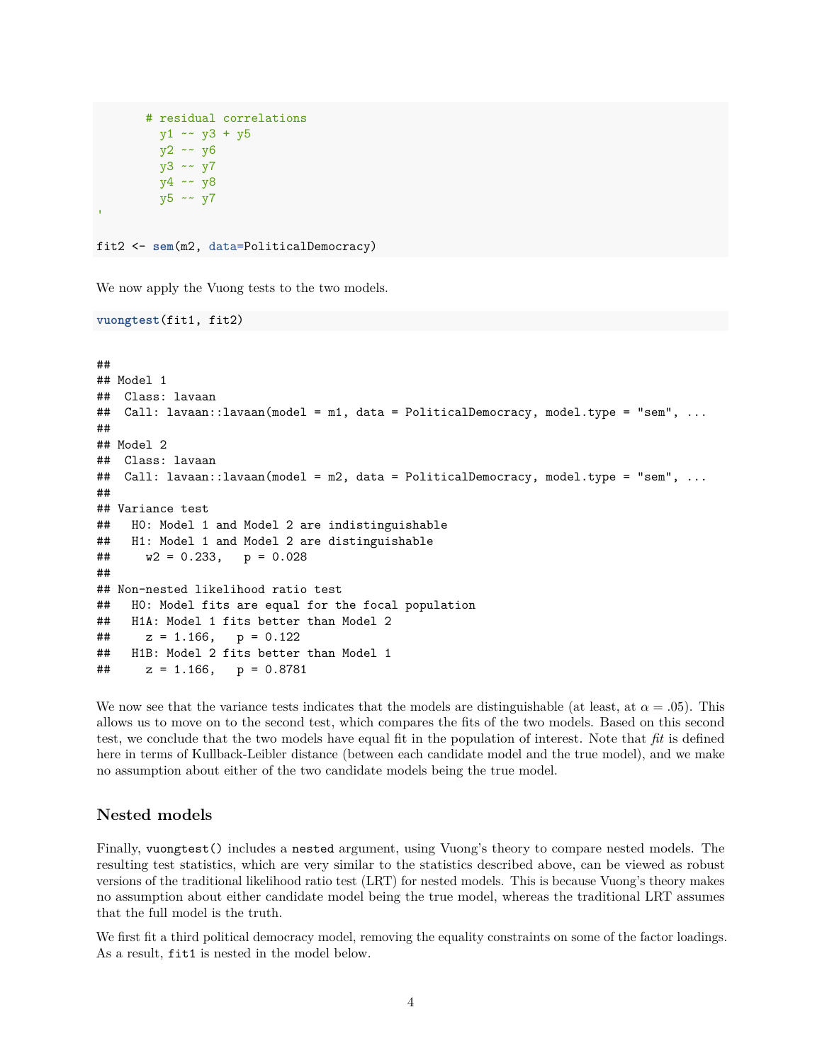```
      # residual correlations
        y1 ~~ y3 + y5
        y2 ~~ y6
        y3 ~~ y7
        y4 ~~ y8
        y5 ~~ y7
'

fit2 <- sem(m2, data=PoliticalDemocracy)
```

We now apply the Vuong tests to the two models.

```
vuongtest(fit1, fit2)
```

```
##
## Model 1
##  Class: lavaan
##  Call: lavaan::lavaan(model = m1, data = PoliticalDemocracy, model.type = "sem", ...
##
## Model 2
##  Class: lavaan
##  Call: lavaan::lavaan(model = m2, data = PoliticalDemocracy, model.type = "sem", ...
##
## Variance test
##   H0: Model 1 and Model 2 are indistinguishable
##   H1: Model 1 and Model 2 are distinguishable
##     w2 = 0.233,   p = 0.028
##
## Non-nested likelihood ratio test
##   H0: Model fits are equal for the focal population
##   H1A: Model 1 fits better than Model 2
##     z = 1.166,   p = 0.122
##   H1B: Model 2 fits better than Model 1
##     z = 1.166,   p = 0.8781
```

We now see that the variance tests indicates that the models are distinguishable (at least, at $\alpha = .05$). This allows us to move on to the second test, which compares the fits of the two models. Based on this second test, we conclude that the two models have equal fit in the population of interest. Note that *fit* is defined here in terms of Kullback-Leibler distance (between each candidate model and the true model), and we make no assumption about either of the two candidate models being the true model.

## Nested models

Finally, `vuongtest()` includes a `nested` argument, using Vuong's theory to compare nested models. The resulting test statistics, which are very similar to the statistics described above, can be viewed as robust versions of the traditional likelihood ratio test (LRT) for nested models. This is because Vuong's theory makes no assumption about either candidate model being the true model, whereas the traditional LRT assumes that the full model is the truth.

We first fit a third political democracy model, removing the equality constraints on some of the factor loadings. As a result, `fit1` is nested in the model below.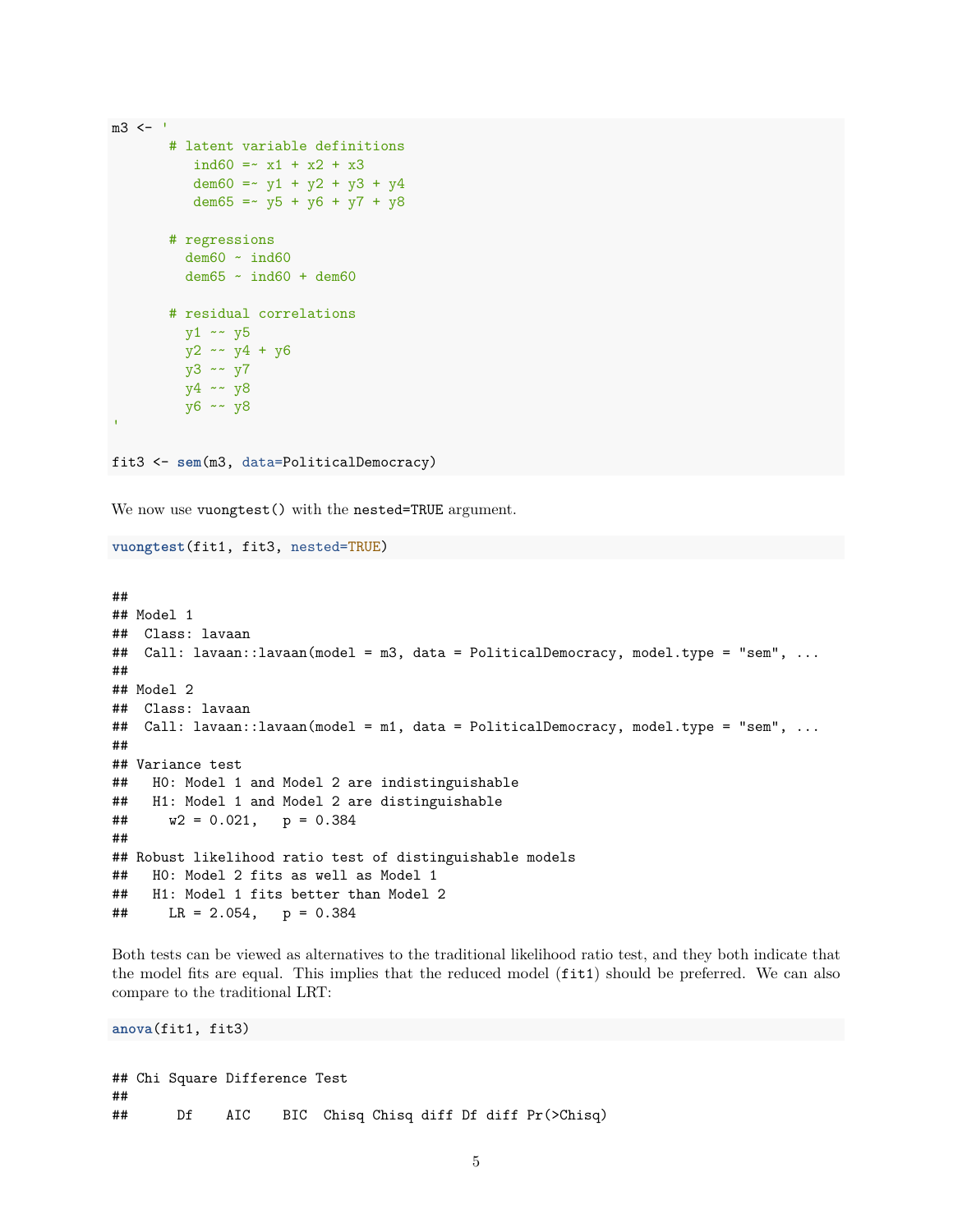```
m3 <- '
      # latent variable definitions
         ind60 =~ x1 + x2 + x3
         dem60 =~ y1 + y2 + y3 + y4
         dem65 =~ y5 + y6 + y7 + y8

      # regressions
        dem60 ~ ind60
        dem65 ~ ind60 + dem60

      # residual correlations
        y1 ~~ y5
        y2 ~~ y4 + y6
        y3 ~~ y7
        y4 ~~ y8
        y6 ~~ y8
'

fit3 <- sem(m3, data=PoliticalDemocracy)
```

We now use `vuongtest()` with the `nested=TRUE` argument.

```
vuongtest(fit1, fit3, nested=TRUE)
```

```
##
## Model 1
##  Class: lavaan
##  Call: lavaan::lavaan(model = m3, data = PoliticalDemocracy, model.type = "sem", ...
##
## Model 2
##  Class: lavaan
##  Call: lavaan::lavaan(model = m1, data = PoliticalDemocracy, model.type = "sem", ...
##
## Variance test
##   H0: Model 1 and Model 2 are indistinguishable
##   H1: Model 1 and Model 2 are distinguishable
##     w2 = 0.021,   p = 0.384
##
## Robust likelihood ratio test of distinguishable models
##   H0: Model 2 fits as well as Model 1
##   H1: Model 1 fits better than Model 2
##     LR = 2.054,   p = 0.384
```

Both tests can be viewed as alternatives to the traditional likelihood ratio test, and they both indicate that the model fits are equal. This implies that the reduced model (`fit1`) should be preferred. We can also compare to the traditional LRT:

```
anova(fit1, fit3)
```

```
## Chi Square Difference Test
##
##      Df    AIC    BIC  Chisq Chisq diff Df diff Pr(>Chisq)
```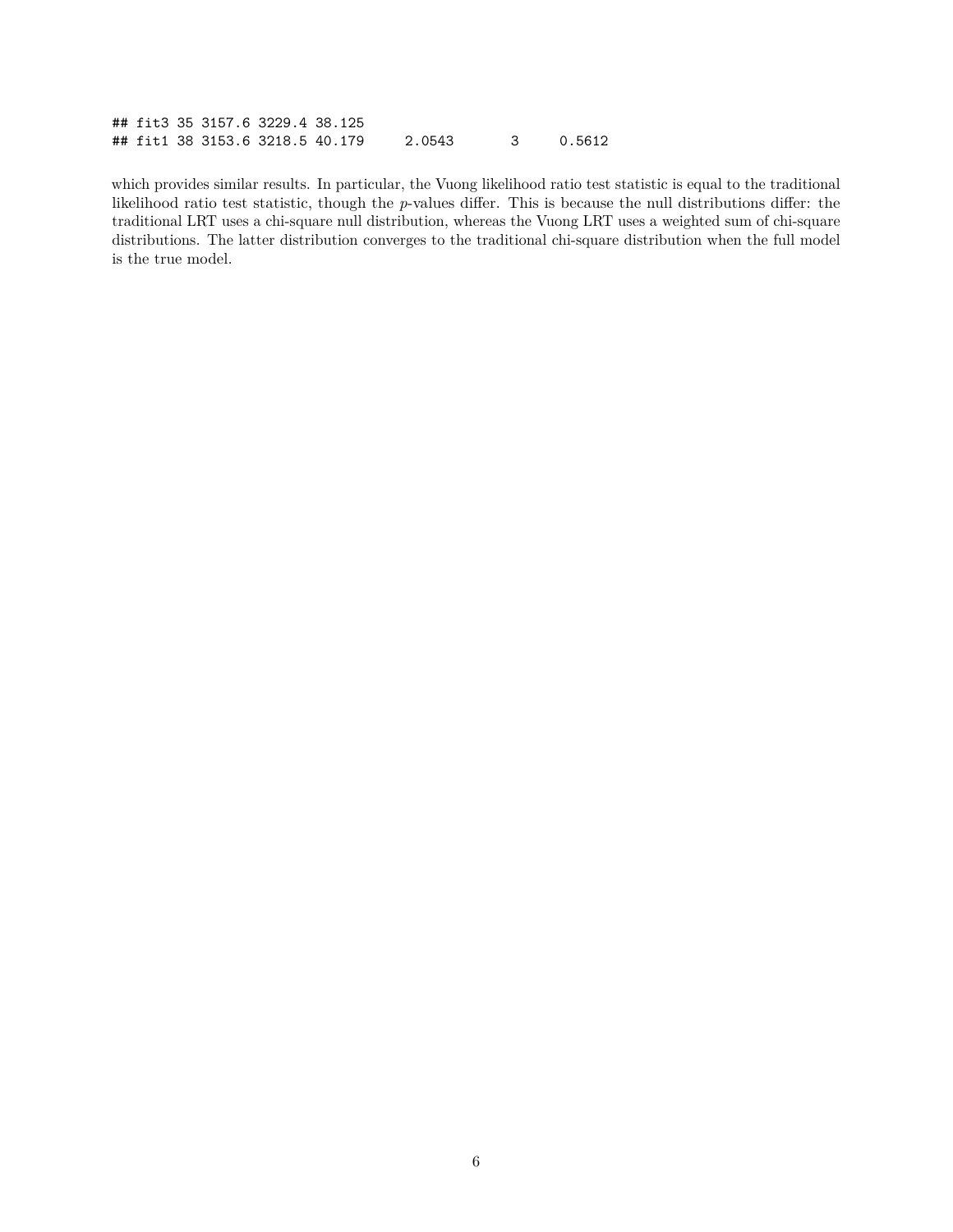```
## fit3 35 3157.6 3229.4 38.125
## fit1 38 3153.6 3218.5 40.179     2.0543       3      0.5612
```

which provides similar results. In particular, the Vuong likelihood ratio test statistic is equal to the traditional likelihood ratio test statistic, though the *p*-values differ. This is because the null distributions differ: the traditional LRT uses a chi-square null distribution, whereas the Vuong LRT uses a weighted sum of chi-square distributions. The latter distribution converges to the traditional chi-square distribution when the full model is the true model.